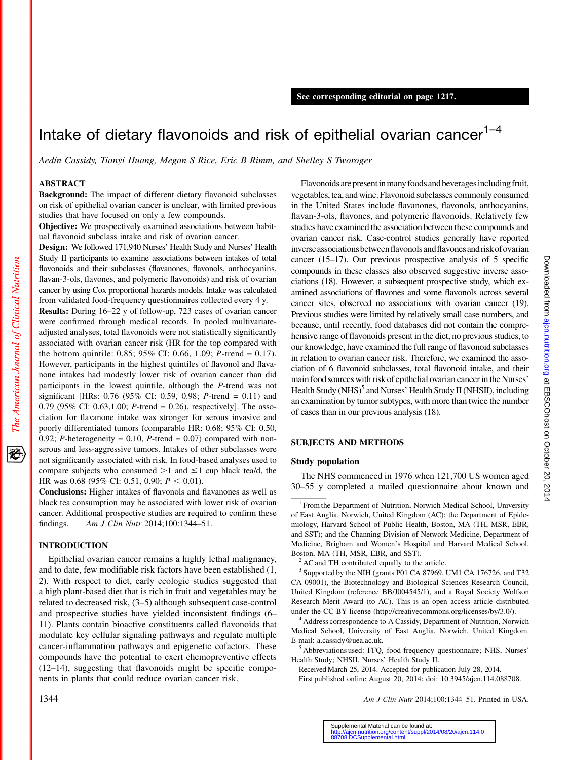See corresponding editorial on page 1217.

# Intake of dietary flavonoids and risk of epithelial ovarian cancer[1–4]

*Aedín Cassidy, Tianyi Huang, Megan S Rice, Eric B Rimm, and Shelley S Tworoger*

## ABSTRACT

**Background:** The impact of different dietary flavonoid subclasses on risk of epithelial ovarian cancer is unclear, with limited previous studies that have focused on only a few compounds.

**Objective:** We prospectively examined associations between habitual flavonoid subclass intake and risk of ovarian cancer.

**Design:** We followed 171,940 Nurses' Health Study and Nurses' Health Study II participants to examine associations between intakes of total flavonoids and their subclasses (flavanones, flavonols, anthocyanins, flavan-3-ols, flavones, and polymeric flavonoids) and risk of ovarian cancer by using Cox proportional hazards models. Intake was calculated from validated food-frequency questionnaires collected every 4 y.

**Results:** During 16–22 y of follow-up, 723 cases of ovarian cancer were confirmed through medical records. In pooled multivariate-adjusted analyses, total flavonoids were not statistically significantly associated with ovarian cancer risk (HR for the top compared with the bottom quintile: 0.85; 95% CI: 0.66, 1.09; *P*-trend = 0.17). However, participants in the highest quintiles of flavonol and flavanone intakes had modestly lower risk of ovarian cancer than did participants in the lowest quintile, although the *P*-trend was not significant [HRs: 0.76 (95% CI: 0.59, 0.98; *P*-trend = 0.11) and 0.79 (95% CI: 0.63,1.00; *P*-trend = 0.26), respectively]. The association for flavanone intake was stronger for serous invasive and poorly differentiated tumors (comparable HR: 0.68; 95% CI: 0.50, 0.92; *P*-heterogeneity = 0.10, *P*-trend = 0.07) compared with nonserous and less-aggressive tumors. Intakes of other subclasses were not significantly associated with risk. In food-based analyses used to compare subjects who consumed >1 and ≤1 cup black tea/d, the HR was 0.68 (95% CI: 0.51, 0.90; *P* < 0.01).

**Conclusions:** Higher intakes of flavonols and flavanones as well as black tea consumption may be associated with lower risk of ovarian cancer. Additional prospective studies are required to confirm these findings. *Am J Clin Nutr* 2014;100:1344–51.

## INTRODUCTION

Epithelial ovarian cancer remains a highly lethal malignancy, and to date, few modifiable risk factors have been established (1, 2). With respect to diet, early ecologic studies suggested that a high plant-based diet that is rich in fruit and vegetables may be related to decreased risk, (3–5) although subsequent case-control and prospective studies have yielded inconsistent findings (6–11). Plants contain bioactive constituents called flavonoids that modulate key cellular signaling pathways and regulate multiple cancer-inflammation pathways and epigenetic cofactors. These compounds have the potential to exert chemopreventive effects (12–14), suggesting that flavonoids might be specific components in plants that could reduce ovarian cancer risk.

Flavonoids are present in many foods and beverages including fruit, vegetables, tea, and wine. Flavonoid subclasses commonly consumed in the United States include flavanones, flavonols, anthocyanins, flavan-3-ols, flavones, and polymeric flavonoids. Relatively few studies have examined the association between these compounds and ovarian cancer risk. Case-control studies generally have reported inverse associations between flavonols and flavones and risk of ovarian cancer (15–17). Our previous prospective analysis of 5 specific compounds in these classes also observed suggestive inverse associations (18). However, a subsequent prospective study, which examined associations of flavones and some flavonols across several cancer sites, observed no associations with ovarian cancer (19). Previous studies were limited by relatively small case numbers, and because, until recently, food databases did not contain the comprehensive range of flavonoids present in the diet, no previous studies, to our knowledge, have examined the full range of flavonoid subclasses in relation to ovarian cancer risk. Therefore, we examined the association of 6 flavonoid subclasses, total flavonoid intake, and their main food sources with risk of epithelial ovarian cancer in the Nurses' Health Study (NHS)[5] and Nurses' Health Study II (NHSII), including an examination by tumor subtypes, with more than twice the number of cases than in our previous analysis (18).

## SUBJECTS AND METHODS

### Study population

The NHS commenced in 1976 when 121,700 US women aged 30–55 y completed a mailed questionnaire about known and

---

[1] From the Department of Nutrition, Norwich Medical School, University of East Anglia, Norwich, United Kingdom (AC); the Department of Epidemiology, Harvard School of Public Health, Boston, MA (TH, MSR, EBR, and SST); and the Channing Division of Network Medicine, Department of Medicine, Brigham and Women's Hospital and Harvard Medical School, Boston, MA (TH, MSR, EBR, and SST).

[2] AC and TH contributed equally to the article.

[3] Supported by the NIH (grants P01 CA 87969, UM1 CA 176726, and T32 CA 09001), the Biotechnology and Biological Sciences Research Council, United Kingdom (reference BB/J004545/1), and a Royal Society Wolfson Research Merit Award (to AC). This is an open access article distributed under the CC-BY license (http://creativecommons.org/licenses/by/3.0/).

[4] Address correspondence to A Cassidy, Department of Nutrition, Norwich Medical School, University of East Anglia, Norwich, United Kingdom. E-mail: a.cassidy@uea.ac.uk.

[5] Abbreviations used: FFQ, food-frequency questionnaire; NHS, Nurses' Health Study; NHSII, Nurses' Health Study II.

Received March 25, 2014. Accepted for publication July 28, 2014.

First published online August 20, 2014; doi: 10.3945/ajcn.114.088708.

Supplemental Material can be found at: http://ajcn.nutrition.org/content/suppl/2014/08/20/ajcn.114.088708.DCSupplemental.html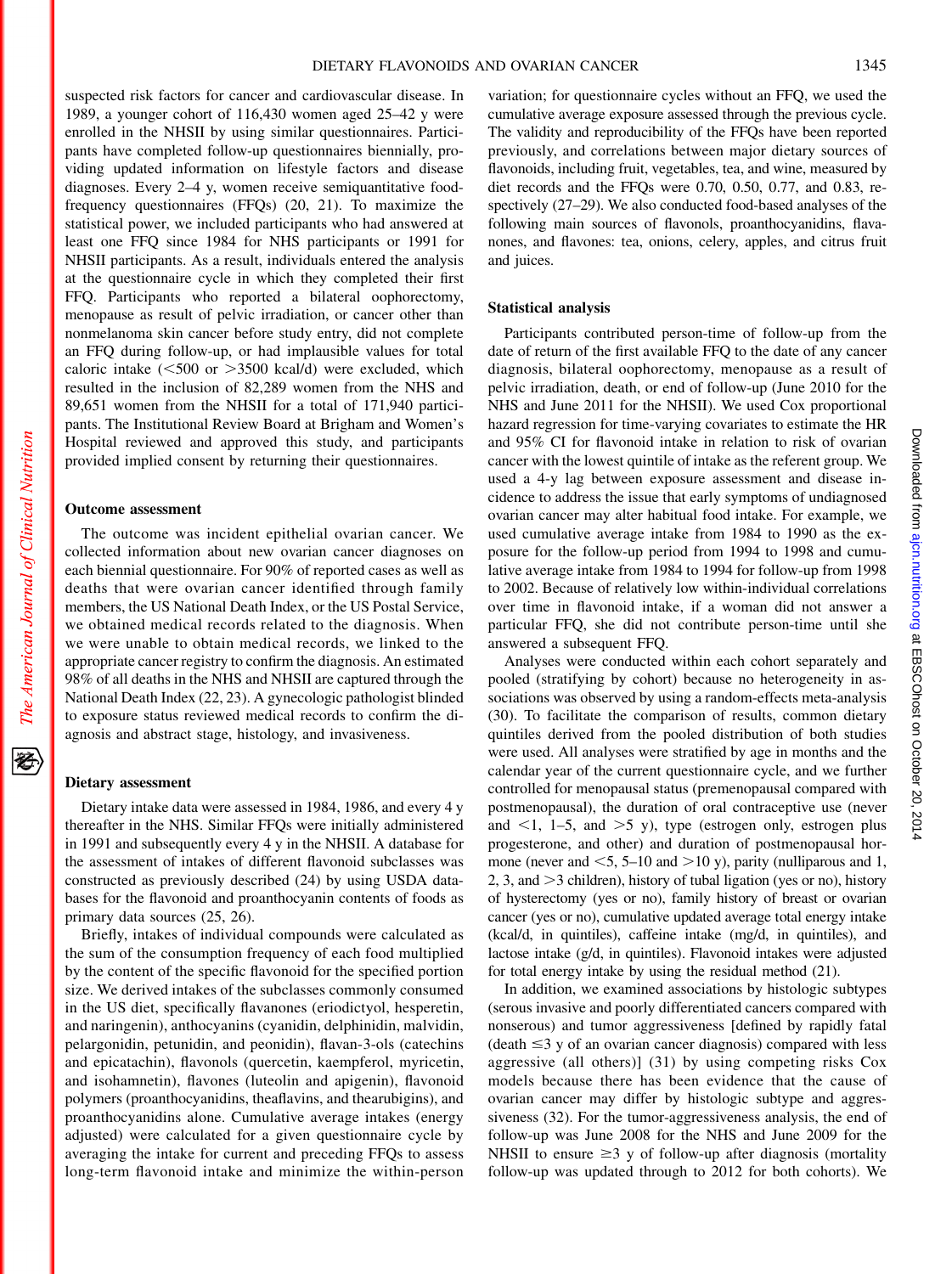suspected risk factors for cancer and cardiovascular disease. In 1989, a younger cohort of 116,430 women aged 25–42 y were enrolled in the NHSII by using similar questionnaires. Participants have completed follow-up questionnaires biennially, providing updated information on lifestyle factors and disease diagnoses. Every 2–4 y, women receive semiquantitative food-frequency questionnaires (FFQs) (20, 21). To maximize the statistical power, we included participants who had answered at least one FFQ since 1984 for NHS participants or 1991 for NHSII participants. As a result, individuals entered the analysis at the questionnaire cycle in which they completed their first FFQ. Participants who reported a bilateral oophorectomy, menopause as result of pelvic irradiation, or cancer other than nonmelanoma skin cancer before study entry, did not complete an FFQ during follow-up, or had implausible values for total caloric intake (<500 or >3500 kcal/d) were excluded, which resulted in the inclusion of 82,289 women from the NHS and 89,651 women from the NHSII for a total of 171,940 participants. The Institutional Review Board at Brigham and Women's Hospital reviewed and approved this study, and participants provided implied consent by returning their questionnaires.

### Outcome assessment

The outcome was incident epithelial ovarian cancer. We collected information about new ovarian cancer diagnoses on each biennial questionnaire. For 90% of reported cases as well as deaths that were ovarian cancer identified through family members, the US National Death Index, or the US Postal Service, we obtained medical records related to the diagnosis. When we were unable to obtain medical records, we linked to the appropriate cancer registry to confirm the diagnosis. An estimated 98% of all deaths in the NHS and NHSII are captured through the National Death Index (22, 23). A gynecologic pathologist blinded to exposure status reviewed medical records to confirm the diagnosis and abstract stage, histology, and invasiveness.

### Dietary assessment

Dietary intake data were assessed in 1984, 1986, and every 4 y thereafter in the NHS. Similar FFQs were initially administered in 1991 and subsequently every 4 y in the NHSII. A database for the assessment of intakes of different flavonoid subclasses was constructed as previously described (24) by using USDA databases for the flavonoid and proanthocyanin contents of foods as primary data sources (25, 26).

Briefly, intakes of individual compounds were calculated as the sum of the consumption frequency of each food multiplied by the content of the specific flavonoid for the specified portion size. We derived intakes of the subclasses commonly consumed in the US diet, specifically flavanones (eriodictyol, hesperetin, and naringenin), anthocyanins (cyanidin, delphinidin, malvidin, pelargonidin, petunidin, and peonidin), flavan-3-ols (catechins and epicatachin), flavonols (quercetin, kaempferol, myricetin, and isohamnetin), flavones (luteolin and apigenin), flavonoid polymers (proanthocyanidins, theaflavins, and thearubigins), and proanthocyanidins alone. Cumulative average intakes (energy adjusted) were calculated for a given questionnaire cycle by averaging the intake for current and preceding FFQs to assess long-term flavonoid intake and minimize the within-person variation; for questionnaire cycles without an FFQ, we used the cumulative average exposure assessed through the previous cycle. The validity and reproducibility of the FFQs have been reported previously, and correlations between major dietary sources of flavonoids, including fruit, vegetables, tea, and wine, measured by diet records and the FFQs were 0.70, 0.50, 0.77, and 0.83, respectively (27–29). We also conducted food-based analyses of the following main sources of flavonols, proanthocyanidins, flavanones, and flavones: tea, onions, celery, apples, and citrus fruit and juices.

### Statistical analysis

Participants contributed person-time of follow-up from the date of return of the first available FFQ to the date of any cancer diagnosis, bilateral oophorectomy, menopause as a result of pelvic irradiation, death, or end of follow-up (June 2010 for the NHS and June 2011 for the NHSII). We used Cox proportional hazard regression for time-varying covariates to estimate the HR and 95% CI for flavonoid intake in relation to risk of ovarian cancer with the lowest quintile of intake as the referent group. We used a 4-y lag between exposure assessment and disease incidence to address the issue that early symptoms of undiagnosed ovarian cancer may alter habitual food intake. For example, we used cumulative average intake from 1984 to 1990 as the exposure for the follow-up period from 1994 to 1998 and cumulative average intake from 1984 to 1994 for follow-up from 1998 to 2002. Because of relatively low within-individual correlations over time in flavonoid intake, if a woman did not answer a particular FFQ, she did not contribute person-time until she answered a subsequent FFQ.

Analyses were conducted within each cohort separately and pooled (stratifying by cohort) because no heterogeneity in associations was observed by using a random-effects meta-analysis (30). To facilitate the comparison of results, common dietary quintiles derived from the pooled distribution of both studies were used. All analyses were stratified by age in months and the calendar year of the current questionnaire cycle, and we further controlled for menopausal status (premenopausal compared with postmenopausal), the duration of oral contraceptive use (never and <1, 1–5, and >5 y), type (estrogen only, estrogen plus progesterone, and other) and duration of postmenopausal hormone (never and <5, 5–10 and >10 y), parity (nulliparous and 1, 2, 3, and >3 children), history of tubal ligation (yes or no), history of hysterectomy (yes or no), family history of breast or ovarian cancer (yes or no), cumulative updated average total energy intake (kcal/d, in quintiles), caffeine intake (mg/d, in quintiles), and lactose intake (g/d, in quintiles). Flavonoid intakes were adjusted for total energy intake by using the residual method (21).

In addition, we examined associations by histologic subtypes (serous invasive and poorly differentiated cancers compared with nonserous) and tumor aggressiveness [defined by rapidly fatal (death ≤3 y of an ovarian cancer diagnosis) compared with less aggressive (all others)] (31) by using competing risks Cox models because there has been evidence that the cause of ovarian cancer may differ by histologic subtype and aggressiveness (32). For the tumor-aggressiveness analysis, the end of follow-up was June 2008 for the NHS and June 2009 for the NHSII to ensure ≥3 y of follow-up after diagnosis (mortality follow-up was updated through to 2012 for both cohorts). We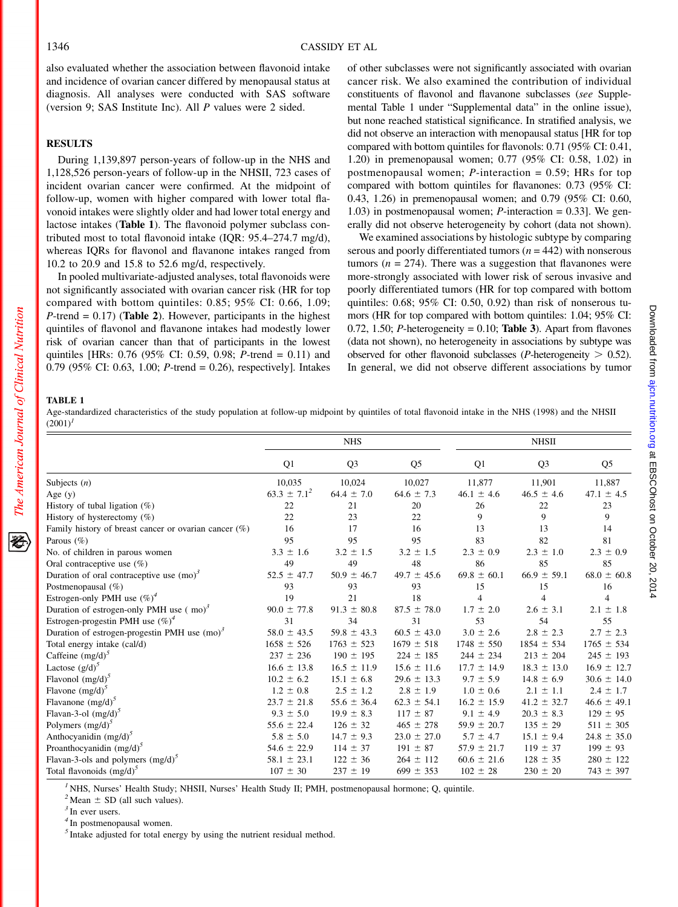also evaluated whether the association between flavonoid intake and incidence of ovarian cancer differed by menopausal status at diagnosis. All analyses were conducted with SAS software (version 9; SAS Institute Inc). All *P* values were 2 sided.

## RESULTS

During 1,139,897 person-years of follow-up in the NHS and 1,128,526 person-years of follow-up in the NHSII, 723 cases of incident ovarian cancer were confirmed. At the midpoint of follow-up, women with higher compared with lower total flavonoid intakes were slightly older and had lower total energy and lactose intakes (**Table 1**). The flavonoid polymer subclass contributed most to total flavonoid intake (IQR: 95.4–274.7 mg/d), whereas IQRs for flavonol and flavanone intakes ranged from 10.2 to 20.9 and 15.8 to 52.6 mg/d, respectively.

In pooled multivariate-adjusted analyses, total flavonoids were not significantly associated with ovarian cancer risk (HR for top compared with bottom quintiles: 0.85; 95% CI: 0.66, 1.09; *P*-trend = 0.17) (**Table 2**). However, participants in the highest quintiles of flavonol and flavanone intakes had modestly lower risk of ovarian cancer than that of participants in the lowest quintiles [HRs: 0.76 (95% CI: 0.59, 0.98; *P*-trend = 0.11) and 0.79 (95% CI: 0.63, 1.00; *P*-trend = 0.26), respectively]. Intakes of other subclasses were not significantly associated with ovarian cancer risk. We also examined the contribution of individual constituents of flavonol and flavanone subclasses (*see* Supplemental Table 1 under "Supplemental data" in the online issue), but none reached statistical significance. In stratified analysis, we did not observe an interaction with menopausal status [HR for top compared with bottom quintiles for flavonols: 0.71 (95% CI: 0.41, 1.20) in premenopausal women; 0.77 (95% CI: 0.58, 1.02) in postmenopausal women; *P*-interaction = 0.59; HRs for top compared with bottom quintiles for flavanones: 0.73 (95% CI: 0.43, 1.26) in premenopausal women; and 0.79 (95% CI: 0.60, 1.03) in postmenopausal women; *P*-interaction = 0.33]. We generally did not observe heterogeneity by cohort (data not shown).

We examined associations by histologic subtype by comparing serous and poorly differentiated tumors ($n = 442$) with nonserous tumors ($n = 274$). There was a suggestion that flavanones were more-strongly associated with lower risk of serous invasive and poorly differentiated tumors (HR for top compared with bottom quintiles: 0.68; 95% CI: 0.50, 0.92) than risk of nonserous tumors (HR for top compared with bottom quintiles: 1.04; 95% CI: 0.72, 1.50; *P*-heterogeneity = 0.10; **Table 3**). Apart from flavones (data not shown), no heterogeneity in associations by subtype was observed for other flavonoid subclasses (*P*-heterogeneity > 0.52). In general, we did not observe different associations by tumor

**TABLE 1**
Age-standardized characteristics of the study population at follow-up midpoint by quintiles of total flavonoid intake in the NHS (1998) and the NHSII (2001)[1]

| | NHS | | | NHSII | | |
|---|---|---|---|---|---|---|
| | Q1 | Q3 | Q5 | Q1 | Q3 | Q5 |
| Subjects (*n*) | 10,035 | 10,024 | 10,027 | 11,877 | 11,901 | 11,887 |
| Age (y) | 63.3 ± 7.1[2] | 64.4 ± 7.0 | 64.6 ± 7.3 | 46.1 ± 4.6 | 46.5 ± 4.6 | 47.1 ± 4.5 |
| History of tubal ligation (%) | 22 | 21 | 20 | 26 | 22 | 23 |
| History of hysterectomy (%) | 22 | 23 | 22 | 9 | 9 | 9 |
| Family history of breast cancer or ovarian cancer (%) | 16 | 17 | 16 | 13 | 13 | 14 |
| Parous (%) | 95 | 95 | 95 | 83 | 82 | 81 |
| No. of children in parous women | 3.3 ± 1.6 | 3.2 ± 1.5 | 3.2 ± 1.5 | 2.3 ± 0.9 | 2.3 ± 1.0 | 2.3 ± 0.9 |
| Oral contraceptive use (%) | 49 | 49 | 48 | 86 | 85 | 85 |
| Duration of oral contraceptive use (mo)[3] | 52.5 ± 47.7 | 50.9 ± 46.7 | 49.7 ± 45.6 | 69.8 ± 60.1 | 66.9 ± 59.1 | 68.0 ± 60.8 |
| Postmenopausal (%) | 93 | 93 | 93 | 15 | 15 | 16 |
| Estrogen-only PMH use (%)[4] | 19 | 21 | 18 | 4 | 4 | 4 |
| Duration of estrogen-only PMH use ( mo)[3] | 90.0 ± 77.8 | 91.3 ± 80.8 | 87.5 ± 78.0 | 1.7 ± 2.0 | 2.6 ± 3.1 | 2.1 ± 1.8 |
| Estrogen-progestin PMH use (%)[4] | 31 | 34 | 31 | 53 | 54 | 55 |
| Duration of estrogen-progestin PMH use (mo)[3] | 58.0 ± 43.5 | 59.8 ± 43.3 | 60.5 ± 43.0 | 3.0 ± 2.6 | 2.8 ± 2.3 | 2.7 ± 2.3 |
| Total energy intake (cal/d) | 1658 ± 526 | 1763 ± 523 | 1679 ± 518 | 1748 ± 550 | 1854 ± 534 | 1765 ± 534 |
| Caffeine (mg/d)[5] | 237 ± 236 | 190 ± 195 | 224 ± 185 | 244 ± 234 | 213 ± 204 | 245 ± 193 |
| Lactose (g/d)[5] | 16.6 ± 13.8 | 16.5 ± 11.9 | 15.6 ± 11.6 | 17.7 ± 14.9 | 18.3 ± 13.0 | 16.9 ± 12.7 |
| Flavonol (mg/d)[5] | 10.2 ± 6.2 | 15.1 ± 6.8 | 29.6 ± 13.3 | 9.7 ± 5.9 | 14.8 ± 6.9 | 30.6 ± 14.0 |
| Flavone (mg/d)[5] | 1.2 ± 0.8 | 2.5 ± 1.2 | 2.8 ± 1.9 | 1.0 ± 0.6 | 2.1 ± 1.1 | 2.4 ± 1.7 |
| Flavanone (mg/d)[5] | 23.7 ± 21.8 | 55.6 ± 36.4 | 62.3 ± 54.1 | 16.2 ± 15.9 | 41.2 ± 32.7 | 46.6 ± 49.1 |
| Flavan-3-ol (mg/d)[5] | 9.3 ± 5.0 | 19.9 ± 8.3 | 117 ± 87 | 9.1 ± 4.9 | 20.3 ± 8.3 | 129 ± 95 |
| Polymers (mg/d)[5] | 55.6 ± 22.4 | 126 ± 32 | 465 ± 278 | 59.9 ± 20.7 | 135 ± 29 | 511 ± 305 |
| Anthocyanidin (mg/d)[5] | 5.8 ± 5.0 | 14.7 ± 9.3 | 23.0 ± 27.0 | 5.7 ± 4.7 | 15.1 ± 9.4 | 24.8 ± 35.0 |
| Proanthocyanidin (mg/d)[5] | 54.6 ± 22.9 | 114 ± 37 | 191 ± 87 | 57.9 ± 21.7 | 119 ± 37 | 199 ± 93 |
| Flavan-3-ols and polymers (mg/d)[5] | 58.1 ± 23.1 | 122 ± 36 | 264 ± 112 | 60.6 ± 21.6 | 128 ± 35 | 280 ± 122 |
| Total flavonoids (mg/d)[5] | 107 ± 30 | 237 ± 19 | 699 ± 353 | 102 ± 28 | 230 ± 20 | 743 ± 397 |

[1] NHS, Nurses' Health Study; NHSII, Nurses' Health Study II; PMH, postmenopausal hormone; Q, quintile.
[2] Mean ± SD (all such values).
[3] In ever users.
[4] In postmenopausal women.
[5] Intake adjusted for total energy by using the nutrient residual method.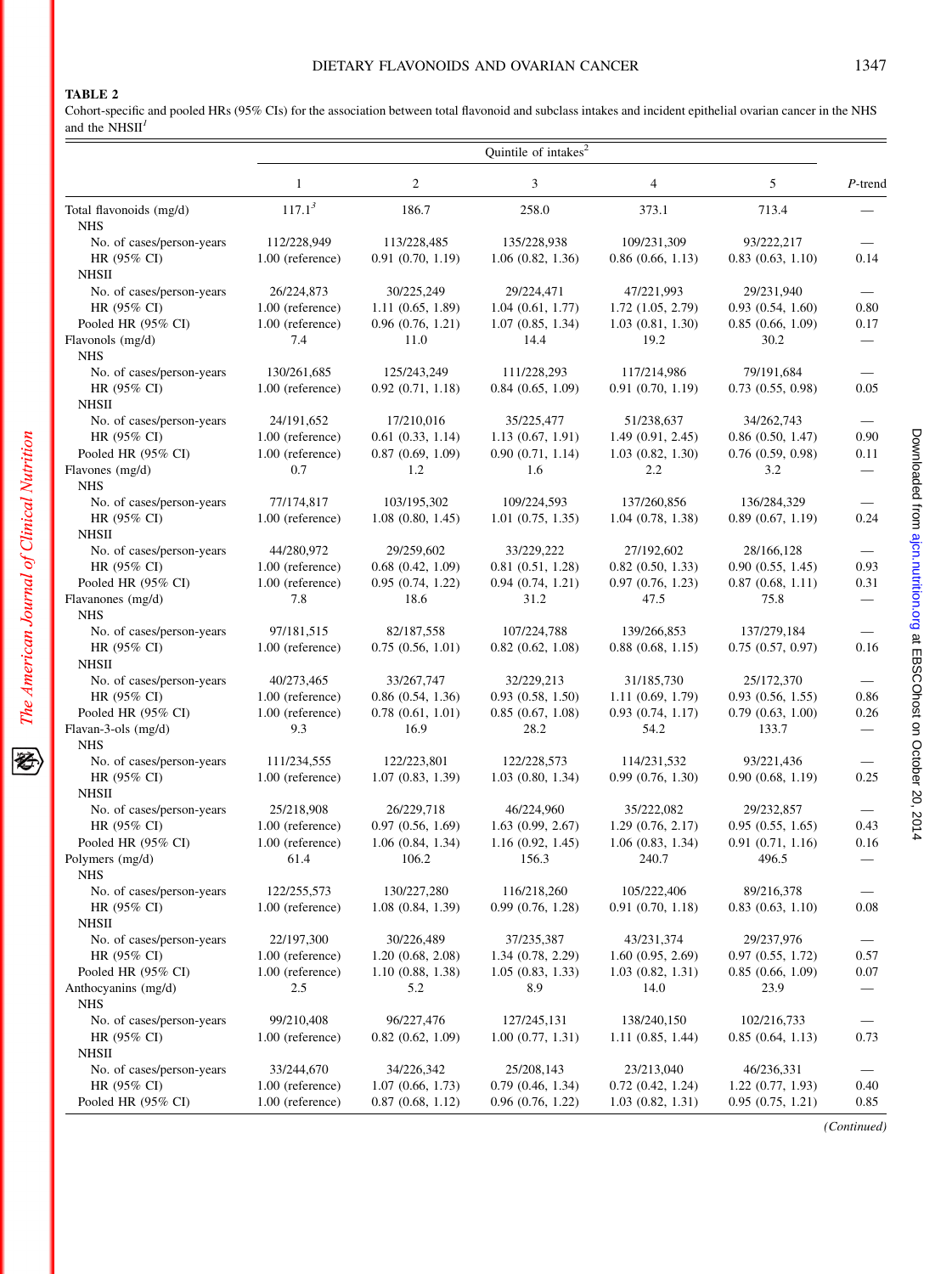**TABLE 2**

Cohort-specific and pooled HRs (95% CIs) for the association between total flavonoid and subclass intakes and incident epithelial ovarian cancer in the NHS and the NHSII[1]

| | Quintile of intakes[2] | | | | | |
|---|---|---|---|---|---|---|
| | 1 | 2 | 3 | 4 | 5 | *P*-trend |
| Total flavonoids (mg/d) | 117.1[3] | 186.7 | 258.0 | 373.1 | 713.4 | — |
| NHS | | | | | | |
| No. of cases/person-years | 112/228,949 | 113/228,485 | 135/228,938 | 109/231,309 | 93/222,217 | — |
| HR (95% CI) | 1.00 (reference) | 0.91 (0.70, 1.19) | 1.06 (0.82, 1.36) | 0.86 (0.66, 1.13) | 0.83 (0.63, 1.10) | 0.14 |
| NHSII | | | | | | |
| No. of cases/person-years | 26/224,873 | 30/225,249 | 29/224,471 | 47/221,993 | 29/231,940 | — |
| HR (95% CI) | 1.00 (reference) | 1.11 (0.65, 1.89) | 1.04 (0.61, 1.77) | 1.72 (1.05, 2.79) | 0.93 (0.54, 1.60) | 0.80 |
| Pooled HR (95% CI) | 1.00 (reference) | 0.96 (0.76, 1.21) | 1.07 (0.85, 1.34) | 1.03 (0.81, 1.30) | 0.85 (0.66, 1.09) | 0.17 |
| Flavonols (mg/d) | 7.4 | 11.0 | 14.4 | 19.2 | 30.2 | — |
| NHS | | | | | | |
| No. of cases/person-years | 130/261,685 | 125/243,249 | 111/228,293 | 117/214,986 | 79/191,684 | — |
| HR (95% CI) | 1.00 (reference) | 0.92 (0.71, 1.18) | 0.84 (0.65, 1.09) | 0.91 (0.70, 1.19) | 0.73 (0.55, 0.98) | 0.05 |
| NHSII | | | | | | |
| No. of cases/person-years | 24/191,652 | 17/210,016 | 35/225,477 | 51/238,637 | 34/262,743 | — |
| HR (95% CI) | 1.00 (reference) | 0.61 (0.33, 1.14) | 1.13 (0.67, 1.91) | 1.49 (0.91, 2.45) | 0.86 (0.50, 1.47) | 0.90 |
| Pooled HR (95% CI) | 1.00 (reference) | 0.87 (0.69, 1.09) | 0.90 (0.71, 1.14) | 1.03 (0.82, 1.30) | 0.76 (0.59, 0.98) | 0.11 |
| Flavones (mg/d) | 0.7 | 1.2 | 1.6 | 2.2 | 3.2 | — |
| NHS | | | | | | |
| No. of cases/person-years | 77/174,817 | 103/195,302 | 109/224,593 | 137/260,856 | 136/284,329 | — |
| HR (95% CI) | 1.00 (reference) | 1.08 (0.80, 1.45) | 1.01 (0.75, 1.35) | 1.04 (0.78, 1.38) | 0.89 (0.67, 1.19) | 0.24 |
| NHSII | | | | | | |
| No. of cases/person-years | 44/280,972 | 29/259,602 | 33/229,222 | 27/192,602 | 28/166,128 | — |
| HR (95% CI) | 1.00 (reference) | 0.68 (0.42, 1.09) | 0.81 (0.51, 1.28) | 0.82 (0.50, 1.33) | 0.90 (0.55, 1.45) | 0.93 |
| Pooled HR (95% CI) | 1.00 (reference) | 0.95 (0.74, 1.22) | 0.94 (0.74, 1.21) | 0.97 (0.76, 1.23) | 0.87 (0.68, 1.11) | 0.31 |
| Flavanones (mg/d) | 7.8 | 18.6 | 31.2 | 47.5 | 75.8 | — |
| NHS | | | | | | |
| No. of cases/person-years | 97/181,515 | 82/187,558 | 107/224,788 | 139/266,853 | 137/279,184 | — |
| HR (95% CI) | 1.00 (reference) | 0.75 (0.56, 1.01) | 0.82 (0.62, 1.08) | 0.88 (0.68, 1.15) | 0.75 (0.57, 0.97) | 0.16 |
| NHSII | | | | | | |
| No. of cases/person-years | 40/273,465 | 33/267,747 | 32/229,213 | 31/185,730 | 25/172,370 | — |
| HR (95% CI) | 1.00 (reference) | 0.86 (0.54, 1.36) | 0.93 (0.58, 1.50) | 1.11 (0.69, 1.79) | 0.93 (0.56, 1.55) | 0.86 |
| Pooled HR (95% CI) | 1.00 (reference) | 0.78 (0.61, 1.01) | 0.85 (0.67, 1.08) | 0.93 (0.74, 1.17) | 0.79 (0.63, 1.00) | 0.26 |
| Flavan-3-ols (mg/d) | 9.3 | 16.9 | 28.2 | 54.2 | 133.7 | — |
| NHS | | | | | | |
| No. of cases/person-years | 111/234,555 | 122/223,801 | 122/228,573 | 114/231,532 | 93/221,436 | — |
| HR (95% CI) | 1.00 (reference) | 1.07 (0.83, 1.39) | 1.03 (0.80, 1.34) | 0.99 (0.76, 1.30) | 0.90 (0.68, 1.19) | 0.25 |
| NHSII | | | | | | |
| No. of cases/person-years | 25/218,908 | 26/229,718 | 46/224,960 | 35/222,082 | 29/232,857 | — |
| HR (95% CI) | 1.00 (reference) | 0.97 (0.56, 1.69) | 1.63 (0.99, 2.67) | 1.29 (0.76, 2.17) | 0.95 (0.55, 1.65) | 0.43 |
| Pooled HR (95% CI) | 1.00 (reference) | 1.06 (0.84, 1.34) | 1.16 (0.92, 1.45) | 1.06 (0.83, 1.34) | 0.91 (0.71, 1.16) | 0.16 |
| Polymers (mg/d) | 61.4 | 106.2 | 156.3 | 240.7 | 496.5 | — |
| NHS | | | | | | |
| No. of cases/person-years | 122/255,573 | 130/227,280 | 116/218,260 | 105/222,406 | 89/216,378 | — |
| HR (95% CI) | 1.00 (reference) | 1.08 (0.84, 1.39) | 0.99 (0.76, 1.28) | 0.91 (0.70, 1.18) | 0.83 (0.63, 1.10) | 0.08 |
| NHSII | | | | | | |
| No. of cases/person-years | 22/197,300 | 30/226,489 | 37/235,387 | 43/231,374 | 29/237,976 | — |
| HR (95% CI) | 1.00 (reference) | 1.20 (0.68, 2.08) | 1.34 (0.78, 2.29) | 1.60 (0.95, 2.69) | 0.97 (0.55, 1.72) | 0.57 |
| Pooled HR (95% CI) | 1.00 (reference) | 1.10 (0.88, 1.38) | 1.05 (0.83, 1.33) | 1.03 (0.82, 1.31) | 0.85 (0.66, 1.09) | 0.07 |
| Anthocyanins (mg/d) | 2.5 | 5.2 | 8.9 | 14.0 | 23.9 | — |
| NHS | | | | | | |
| No. of cases/person-years | 99/210,408 | 96/227,476 | 127/245,131 | 138/240,150 | 102/216,733 | — |
| HR (95% CI) | 1.00 (reference) | 0.82 (0.62, 1.09) | 1.00 (0.77, 1.31) | 1.11 (0.85, 1.44) | 0.85 (0.64, 1.13) | 0.73 |
| NHSII | | | | | | |
| No. of cases/person-years | 33/244,670 | 34/226,342 | 25/208,143 | 23/213,040 | 46/236,331 | — |
| HR (95% CI) | 1.00 (reference) | 1.07 (0.66, 1.73) | 0.79 (0.46, 1.34) | 0.72 (0.42, 1.24) | 1.22 (0.77, 1.93) | 0.40 |
| Pooled HR (95% CI) | 1.00 (reference) | 0.87 (0.68, 1.12) | 0.96 (0.76, 1.22) | 1.03 (0.82, 1.31) | 0.95 (0.75, 1.21) | 0.85 |

*(Continued)*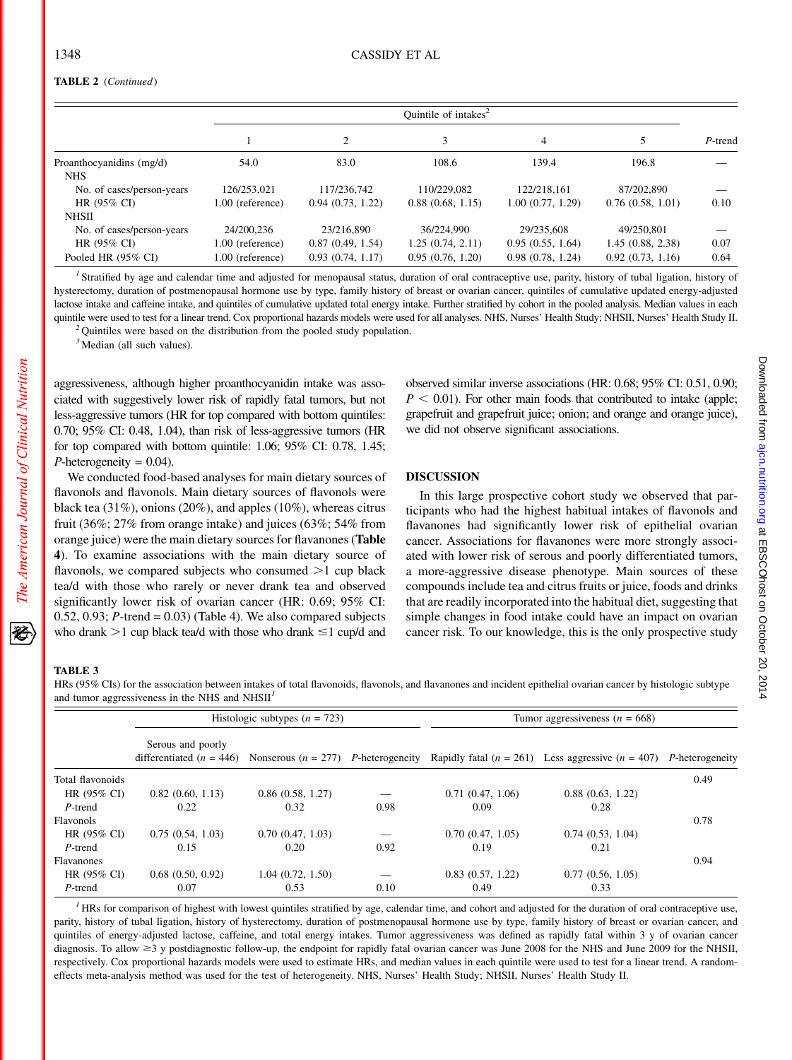**TABLE 2** (*Continued*)

| | Quintile of intakes[2] | | | | | |
|---|---|---|---|---|---|---|
| | 1 | 2 | 3 | 4 | 5 | *P*-trend |
| Proanthocyanidins (mg/d) | 54.0 | 83.0 | 108.6 | 139.4 | 196.8 | — |
| NHS | | | | | | |
| No. of cases/person-years | 126/253,021 | 117/236,742 | 110/229,082 | 122/218,161 | 87/202,890 | — |
| HR (95% CI) | 1.00 (reference) | 0.94 (0.73, 1.22) | 0.88 (0.68, 1.15) | 1.00 (0.77, 1.29) | 0.76 (0.58, 1.01) | 0.10 |
| NHSII | | | | | | |
| No. of cases/person-years | 24/200,236 | 23/216,890 | 36/224,990 | 29/235,608 | 49/250,801 | — |
| HR (95% CI) | 1.00 (reference) | 0.87 (0.49, 1.54) | 1.25 (0.74, 2.11) | 0.95 (0.55, 1.64) | 1.45 (0.88, 2.38) | 0.07 |
| Pooled HR (95% CI) | 1.00 (reference) | 0.93 (0.74, 1.17) | 0.95 (0.76, 1.20) | 0.98 (0.78, 1.24) | 0.92 (0.73, 1.16) | 0.64 |

[1] Stratified by age and calendar time and adjusted for menopausal status, duration of oral contraceptive use, parity, history of tubal ligation, history of hysterectomy, duration of postmenopausal hormone use by type, family history of breast or ovarian cancer, quintiles of cumulative updated energy-adjusted lactose intake and caffeine intake, and quintiles of cumulative updated total energy intake. Further stratified by cohort in the pooled analysis. Median values in each quintile were used to test for a linear trend. Cox proportional hazards models were used for all analyses. NHS, Nurses' Health Study; NHSII, Nurses' Health Study II.

[2] Quintiles were based on the distribution from the pooled study population.

[3] Median (all such values).

aggressiveness, although higher proanthocyanidin intake was associated with suggestively lower risk of rapidly fatal tumors, but not less-aggressive tumors (HR for top compared with bottom quintiles: 0.70; 95% CI: 0.48, 1.04), than risk of less-aggressive tumors (HR for top compared with bottom quintile: 1.06; 95% CI: 0.78, 1.45; *P*-heterogeneity = 0.04).

We conducted food-based analyses for main dietary sources of flavonols and flavonols. Main dietary sources of flavonols were black tea (31%), onions (20%), and apples (10%), whereas citrus fruit (36%; 27% from orange intake) and juices (63%; 54% from orange juice) were the main dietary sources for flavanones (**Table 4**). To examine associations with the main dietary source of flavonols, we compared subjects who consumed >1 cup black tea/d with those who rarely or never drank tea and observed significantly lower risk of ovarian cancer (HR: 0.69; 95% CI: 0.52, 0.93; *P*-trend = 0.03) (Table 4). We also compared subjects who drank >1 cup black tea/d with those who drank ≤1 cup/d and observed similar inverse associations (HR: 0.68; 95% CI: 0.51, 0.90; $P < 0.01$). For other main foods that contributed to intake (apple; grapefruit and grapefruit juice; onion; and orange and orange juice), we did not observe significant associations.

## DISCUSSION

In this large prospective cohort study we observed that participants who had the highest habitual intakes of flavonols and flavanones had significantly lower risk of epithelial ovarian cancer. Associations for flavanones were more strongly associated with lower risk of serous and poorly differentiated tumors, a more-aggressive disease phenotype. Main sources of these compounds include tea and citrus fruits or juice, foods and drinks that are readily incorporated into the habitual diet, suggesting that simple changes in food intake could have an impact on ovarian cancer risk. To our knowledge, this is the only prospective study

**TABLE 3**
HRs (95% CIs) for the association between intakes of total flavonoids, flavonols, and flavanones and incident epithelial ovarian cancer by histologic subtype and tumor aggressiveness in the NHS and NHSII[1]

| | Histologic subtypes (*n* = 723) | | | Tumor aggressiveness (*n* = 668) | | |
|---|---|---|---|---|---|---|
| | Serous and poorly differentiated (*n* = 446) | Nonserous (*n* = 277) | *P*-heterogeneity | Rapidly fatal (*n* = 261) | Less aggressive (*n* = 407) | *P*-heterogeneity |
| Total flavonoids | | | | | | 0.49 |
| HR (95% CI) | 0.82 (0.60, 1.13) | 0.86 (0.58, 1.27) | — | 0.71 (0.47, 1.06) | 0.88 (0.63, 1.22) | |
| *P*-trend | 0.22 | 0.32 | 0.98 | 0.09 | 0.28 | |
| Flavonols | | | | | | 0.78 |
| HR (95% CI) | 0.75 (0.54, 1.03) | 0.70 (0.47, 1.03) | — | 0.70 (0.47, 1.05) | 0.74 (0.53, 1.04) | |
| *P*-trend | 0.15 | 0.20 | 0.92 | 0.19 | 0.21 | |
| Flavanones | | | | | | 0.94 |
| HR (95% CI) | 0.68 (0.50, 0.92) | 1.04 (0.72, 1.50) | — | 0.83 (0.57, 1.22) | 0.77 (0.56, 1.05) | |
| *P*-trend | 0.07 | 0.53 | 0.10 | 0.49 | 0.33 | |

[1] HRs for comparison of highest with lowest quintiles stratified by age, calendar time, and cohort and adjusted for the duration of oral contraceptive use, parity, history of tubal ligation, history of hysterectomy, duration of postmenopausal hormone use by type, family history of breast or ovarian cancer, and quintiles of energy-adjusted lactose, caffeine, and total energy intakes. Tumor aggressiveness was defined as rapidly fatal within 3 y of ovarian cancer diagnosis. To allow ≥3 y postdiagnostic follow-up, the endpoint for rapidly fatal ovarian cancer was June 2008 for the NHS and June 2009 for the NHSII, respectively. Cox proportional hazards models were used to estimate HRs, and median values in each quintile were used to test for a linear trend. A random-effects meta-analysis method was used for the test of heterogeneity. NHS, Nurses' Health Study; NHSII, Nurses' Health Study II.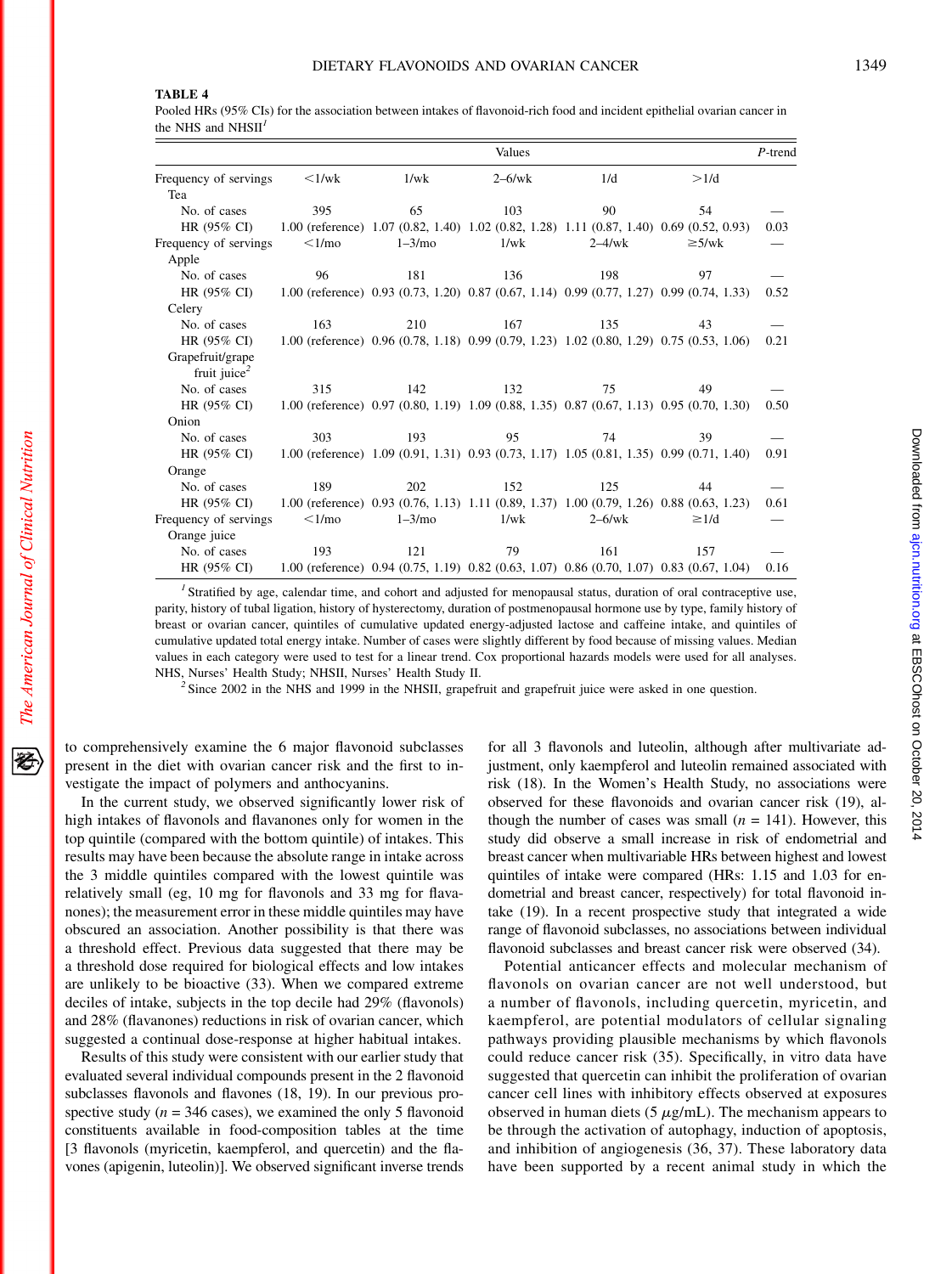**TABLE 4**

Pooled HRs (95% CIs) for the association between intakes of flavonoid-rich food and incident epithelial ovarian cancer in the NHS and NHSII[1]

| | Values | | | | | *P*-trend |
|---|---|---|---|---|---|---|
| Frequency of servings | <1/wk | 1/wk | 2–6/wk | 1/d | >1/d | |
| Tea | | | | | | |
| No. of cases | 395 | 65 | 103 | 90 | 54 | — |
| HR (95% CI) | 1.00 (reference) | 1.07 (0.82, 1.40) | 1.02 (0.82, 1.28) | 1.11 (0.87, 1.40) | 0.69 (0.52, 0.93) | 0.03 |
| Frequency of servings | <1/mo | 1–3/mo | 1/wk | 2–4/wk | ≥5/wk | — |
| Apple | | | | | | |
| No. of cases | 96 | 181 | 136 | 198 | 97 | — |
| HR (95% CI) | 1.00 (reference) | 0.93 (0.73, 1.20) | 0.87 (0.67, 1.14) | 0.99 (0.77, 1.27) | 0.99 (0.74, 1.33) | 0.52 |
| Celery | | | | | | |
| No. of cases | 163 | 210 | 167 | 135 | 43 | — |
| HR (95% CI) | 1.00 (reference) | 0.96 (0.78, 1.18) | 0.99 (0.79, 1.23) | 1.02 (0.80, 1.29) | 0.75 (0.53, 1.06) | 0.21 |
| Grapefruit/grape fruit juice[2] | | | | | | |
| No. of cases | 315 | 142 | 132 | 75 | 49 | — |
| HR (95% CI) | 1.00 (reference) | 0.97 (0.80, 1.19) | 1.09 (0.88, 1.35) | 0.87 (0.67, 1.13) | 0.95 (0.70, 1.30) | 0.50 |
| Onion | | | | | | |
| No. of cases | 303 | 193 | 95 | 74 | 39 | — |
| HR (95% CI) | 1.00 (reference) | 1.09 (0.91, 1.31) | 0.93 (0.73, 1.17) | 1.05 (0.81, 1.35) | 0.99 (0.71, 1.40) | 0.91 |
| Orange | | | | | | |
| No. of cases | 189 | 202 | 152 | 125 | 44 | — |
| HR (95% CI) | 1.00 (reference) | 0.93 (0.76, 1.13) | 1.11 (0.89, 1.37) | 1.00 (0.79, 1.26) | 0.88 (0.63, 1.23) | 0.61 |
| Frequency of servings | <1/mo | 1–3/mo | 1/wk | 2–6/wk | ≥1/d | — |
| Orange juice | | | | | | |
| No. of cases | 193 | 121 | 79 | 161 | 157 | — |
| HR (95% CI) | 1.00 (reference) | 0.94 (0.75, 1.19) | 0.82 (0.63, 1.07) | 0.86 (0.70, 1.07) | 0.83 (0.67, 1.04) | 0.16 |

[1] Stratified by age, calendar time, and cohort and adjusted for menopausal status, duration of oral contraceptive use, parity, history of tubal ligation, history of hysterectomy, duration of postmenopausal hormone use by type, family history of breast or ovarian cancer, quintiles of cumulative updated energy-adjusted lactose and caffeine intake, and quintiles of cumulative updated total energy intake. Number of cases were slightly different by food because of missing values. Median values in each category were used to test for a linear trend. Cox proportional hazards models were used for all analyses. NHS, Nurses' Health Study; NHSII, Nurses' Health Study II.

[2] Since 2002 in the NHS and 1999 in the NHSII, grapefruit and grapefruit juice were asked in one question.

to comprehensively examine the 6 major flavonoid subclasses present in the diet with ovarian cancer risk and the first to investigate the impact of polymers and anthocyanins.

In the current study, we observed significantly lower risk of high intakes of flavonols and flavanones only for women in the top quintile (compared with the bottom quintile) of intakes. This results may have been because the absolute range in intake across the 3 middle quintiles compared with the lowest quintile was relatively small (eg, 10 mg for flavonols and 33 mg for flavanones); the measurement error in these middle quintiles may have obscured an association. Another possibility is that there was a threshold effect. Previous data suggested that there may be a threshold dose required for biological effects and low intakes are unlikely to be bioactive (33). When we compared extreme deciles of intake, subjects in the top decile had 29% (flavonols) and 28% (flavanones) reductions in risk of ovarian cancer, which suggested a continual dose-response at higher habitual intakes.

Results of this study were consistent with our earlier study that evaluated several individual compounds present in the 2 flavonoid subclasses flavonols and flavones (18, 19). In our previous prospective study ($n$ = 346 cases), we examined the only 5 flavonoid constituents available in food-composition tables at the time [3 flavonols (myricetin, kaempferol, and quercetin) and the flavones (apigenin, luteolin)]. We observed significant inverse trends for all 3 flavonols and luteolin, although after multivariate adjustment, only kaempferol and luteolin remained associated with risk (18). In the Women's Health Study, no associations were observed for these flavonoids and ovarian cancer risk (19), although the number of cases was small ($n$ = 141). However, this study did observe a small increase in risk of endometrial and breast cancer when multivariable HRs between highest and lowest quintiles of intake were compared (HRs: 1.15 and 1.03 for endometrial and breast cancer, respectively) for total flavonoid intake (19). In a recent prospective study that integrated a wide range of flavonoid subclasses, no associations between individual flavonoid subclasses and breast cancer risk were observed (34).

Potential anticancer effects and molecular mechanism of flavonols on ovarian cancer are not well understood, but a number of flavonols, including quercetin, myricetin, and kaempferol, are potential modulators of cellular signaling pathways providing plausible mechanisms by which flavonols could reduce cancer risk (35). Specifically, in vitro data have suggested that quercetin can inhibit the proliferation of ovarian cancer cell lines with inhibitory effects observed at exposures observed in human diets (5 $\mu$g/mL). The mechanism appears to be through the activation of autophagy, induction of apoptosis, and inhibition of angiogenesis (36, 37). These laboratory data have been supported by a recent animal study in which the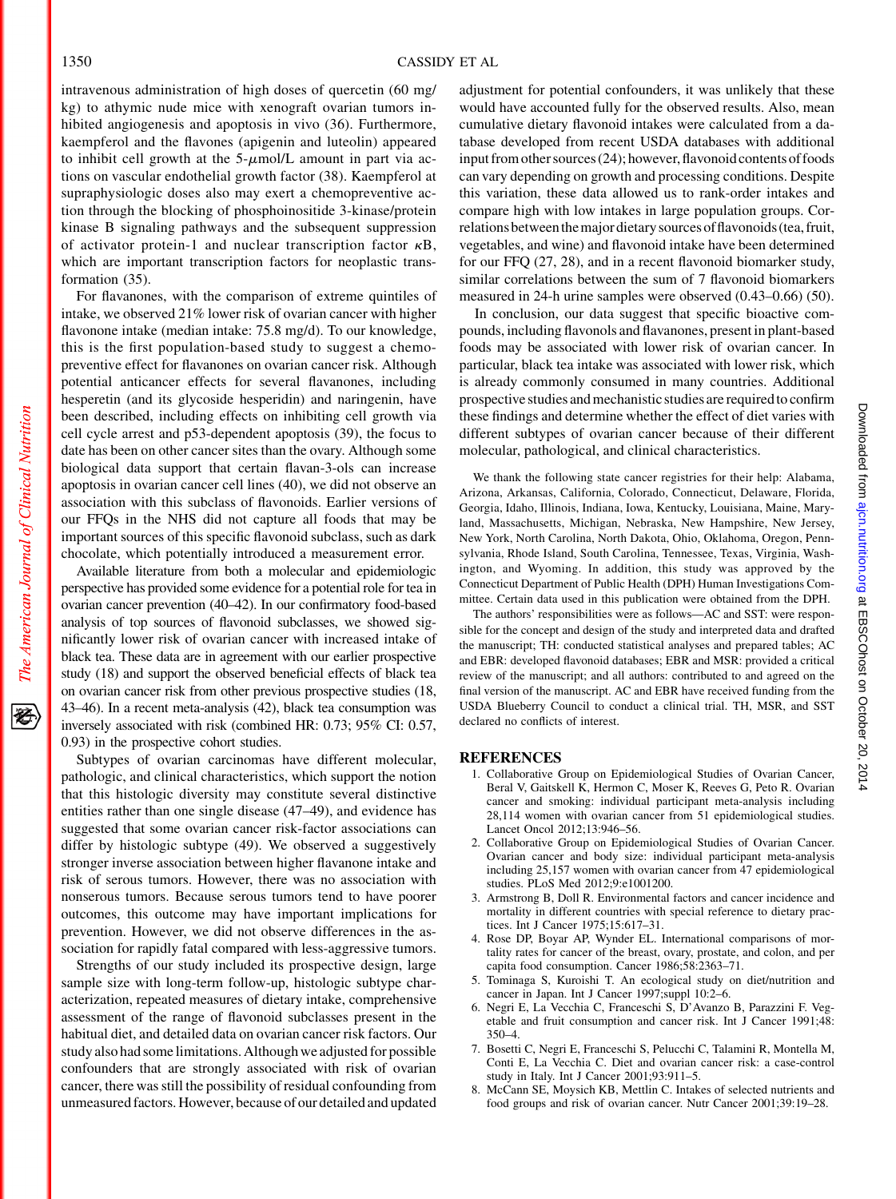intravenous administration of high doses of quercetin (60 mg/kg) to athymic nude mice with xenograft ovarian tumors inhibited angiogenesis and apoptosis in vivo (36). Furthermore, kaempferol and the flavones (apigenin and luteolin) appeared to inhibit cell growth at the 5-$\mu$mol/L amount in part via actions on vascular endothelial growth factor (38). Kaempferol at supraphysiologic doses also may exert a chemopreventive action through the blocking of phosphoinositide 3-kinase/protein kinase B signaling pathways and the subsequent suppression of activator protein-1 and nuclear transcription factor $\kappa$B, which are important transcription factors for neoplastic transformation (35).

For flavanones, with the comparison of extreme quintiles of intake, we observed 21% lower risk of ovarian cancer with higher flavonone intake (median intake: 75.8 mg/d). To our knowledge, this is the first population-based study to suggest a chemopreventive effect for flavanones on ovarian cancer risk. Although potential anticancer effects for several flavanones, including hesperetin (and its glycoside hesperidin) and naringenin, have been described, including effects on inhibiting cell growth via cell cycle arrest and p53-dependent apoptosis (39), the focus to date has been on other cancer sites than the ovary. Although some biological data support that certain flavan-3-ols can increase apoptosis in ovarian cancer cell lines (40), we did not observe an association with this subclass of flavonoids. Earlier versions of our FFQs in the NHS did not capture all foods that may be important sources of this specific flavonoid subclass, such as dark chocolate, which potentially introduced a measurement error.

Available literature from both a molecular and epidemiologic perspective has provided some evidence for a potential role for tea in ovarian cancer prevention (40–42). In our confirmatory food-based analysis of top sources of flavonoid subclasses, we showed significantly lower risk of ovarian cancer with increased intake of black tea. These data are in agreement with our earlier prospective study (18) and support the observed beneficial effects of black tea on ovarian cancer risk from other previous prospective studies (18, 43–46). In a recent meta-analysis (42), black tea consumption was inversely associated with risk (combined HR: 0.73; 95% CI: 0.57, 0.93) in the prospective cohort studies.

Subtypes of ovarian carcinomas have different molecular, pathologic, and clinical characteristics, which support the notion that this histologic diversity may constitute several distinctive entities rather than one single disease (47–49), and evidence has suggested that some ovarian cancer risk-factor associations can differ by histologic subtype (49). We observed a suggestively stronger inverse association between higher flavanone intake and risk of serous tumors. However, there was no association with nonserous tumors. Because serous tumors tend to have poorer outcomes, this outcome may have important implications for prevention. However, we did not observe differences in the association for rapidly fatal compared with less-aggressive tumors.

Strengths of our study included its prospective design, large sample size with long-term follow-up, histologic subtype characterization, repeated measures of dietary intake, comprehensive assessment of the range of flavonoid subclasses present in the habitual diet, and detailed data on ovarian cancer risk factors. Our study also had some limitations. Although we adjusted for possible confounders that are strongly associated with risk of ovarian cancer, there was still the possibility of residual confounding from unmeasured factors. However, because of our detailed and updated adjustment for potential confounders, it was unlikely that these would have accounted fully for the observed results. Also, mean cumulative dietary flavonoid intakes were calculated from a database developed from recent USDA databases with additional input from other sources (24); however, flavonoid contents of foods can vary depending on growth and processing conditions. Despite this variation, these data allowed us to rank-order intakes and compare high with low intakes in large population groups. Correlations between the major dietary sources of flavonoids (tea, fruit, vegetables, and wine) and flavonoid intake have been determined for our FFQ (27, 28), and in a recent flavonoid biomarker study, similar correlations between the sum of 7 flavonoid biomarkers measured in 24-h urine samples were observed (0.43–0.66) (50).

In conclusion, our data suggest that specific bioactive compounds, including flavonols and flavanones, present in plant-based foods may be associated with lower risk of ovarian cancer. In particular, black tea intake was associated with lower risk, which is already commonly consumed in many countries. Additional prospective studies and mechanistic studies are required to confirm these findings and determine whether the effect of diet varies with different subtypes of ovarian cancer because of their different molecular, pathological, and clinical characteristics.

We thank the following state cancer registries for their help: Alabama, Arizona, Arkansas, California, Colorado, Connecticut, Delaware, Florida, Georgia, Idaho, Illinois, Indiana, Iowa, Kentucky, Louisiana, Maine, Maryland, Massachusetts, Michigan, Nebraska, New Hampshire, New Jersey, New York, North Carolina, North Dakota, Ohio, Oklahoma, Oregon, Pennsylvania, Rhode Island, South Carolina, Tennessee, Texas, Virginia, Washington, and Wyoming. In addition, this study was approved by the Connecticut Department of Public Health (DPH) Human Investigations Committee. Certain data used in this publication were obtained from the DPH.

The authors' responsibilities were as follows—AC and SST: were responsible for the concept and design of the study and interpreted data and drafted the manuscript; TH: conducted statistical analyses and prepared tables; AC and EBR: developed flavonoid databases; EBR and MSR: provided a critical review of the manuscript; and all authors: contributed to and agreed on the final version of the manuscript. AC and EBR have received funding from the USDA Blueberry Council to conduct a clinical trial. TH, MSR, and SST declared no conflicts of interest.

## REFERENCES

1. Collaborative Group on Epidemiological Studies of Ovarian Cancer, Beral V, Gaitskell K, Hermon C, Moser K, Reeves G, Peto R. Ovarian cancer and smoking: individual participant meta-analysis including 28,114 women with ovarian cancer from 51 epidemiological studies. Lancet Oncol 2012;13:946–56.
2. Collaborative Group on Epidemiological Studies of Ovarian Cancer. Ovarian cancer and body size: individual participant meta-analysis including 25,157 women with ovarian cancer from 47 epidemiological studies. PLoS Med 2012;9:e1001200.
3. Armstrong B, Doll R. Environmental factors and cancer incidence and mortality in different countries with special reference to dietary practices. Int J Cancer 1975;15:617–31.
4. Rose DP, Boyar AP, Wynder EL. International comparisons of mortality rates for cancer of the breast, ovary, prostate, and colon, and per capita food consumption. Cancer 1986;58:2363–71.
5. Tominaga S, Kuroishi T. An ecological study on diet/nutrition and cancer in Japan. Int J Cancer 1997;suppl 10:2–6.
6. Negri E, La Vecchia C, Franceschi S, D'Avanzo B, Parazzini F. Vegetable and fruit consumption and cancer risk. Int J Cancer 1991;48:350–4.
7. Bosetti C, Negri E, Franceschi S, Pelucchi C, Talamini R, Montella M, Conti E, La Vecchia C. Diet and ovarian cancer risk: a case-control study in Italy. Int J Cancer 2001;93:911–5.
8. McCann SE, Moysich KB, Mettlin C. Intakes of selected nutrients and food groups and risk of ovarian cancer. Nutr Cancer 2001;39:19–28.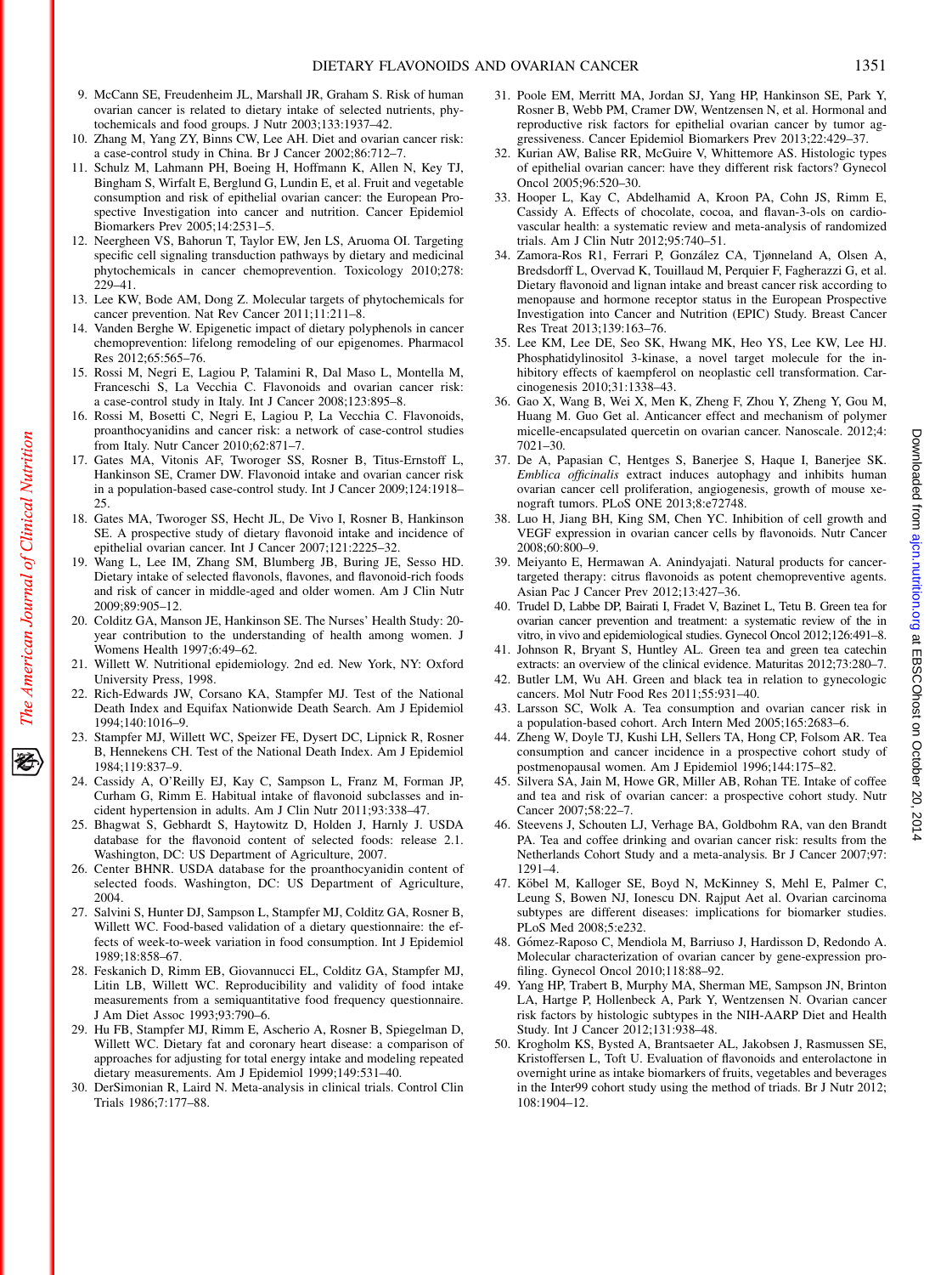9. McCann SE, Freudenheim JL, Marshall JR, Graham S. Risk of human ovarian cancer is related to dietary intake of selected nutrients, phytochemicals and food groups. J Nutr 2003;133:1937–42.
10. Zhang M, Yang ZY, Binns CW, Lee AH. Diet and ovarian cancer risk: a case-control study in China. Br J Cancer 2002;86:712–7.
11. Schulz M, Lahmann PH, Boeing H, Hoffmann K, Allen N, Key TJ, Bingham S, Wirfalt E, Berglund G, Lundin E, et al. Fruit and vegetable consumption and risk of epithelial ovarian cancer: the European Prospective Investigation into cancer and nutrition. Cancer Epidemiol Biomarkers Prev 2005;14:2531–5.
12. Neergheen VS, Bahorun T, Taylor EW, Jen LS, Aruoma OI. Targeting specific cell signaling transduction pathways by dietary and medicinal phytochemicals in cancer chemoprevention. Toxicology 2010;278:229–41.
13. Lee KW, Bode AM, Dong Z. Molecular targets of phytochemicals for cancer prevention. Nat Rev Cancer 2011;11:211–8.
14. Vanden Berghe W. Epigenetic impact of dietary polyphenols in cancer chemoprevention: lifelong remodeling of our epigenomes. Pharmacol Res 2012;65:565–76.
15. Rossi M, Negri E, Lagiou P, Talamini R, Dal Maso L, Montella M, Franceschi S, La Vecchia C. Flavonoids and ovarian cancer risk: a case-control study in Italy. Int J Cancer 2008;123:895–8.
16. Rossi M, Bosetti C, Negri E, Lagiou P, La Vecchia C. Flavonoids, proanthocyanidins and cancer risk: a network of case-control studies from Italy. Nutr Cancer 2010;62:871–7.
17. Gates MA, Vitonis AF, Tworoger SS, Rosner B, Titus-Ernstoff L, Hankinson SE, Cramer DW. Flavonoid intake and ovarian cancer risk in a population-based case-control study. Int J Cancer 2009;124:1918–25.
18. Gates MA, Tworoger SS, Hecht JL, De Vivo I, Rosner B, Hankinson SE. A prospective study of dietary flavonoid intake and incidence of epithelial ovarian cancer. Int J Cancer 2007;121:2225–32.
19. Wang L, Lee IM, Zhang SM, Blumberg JB, Buring JE, Sesso HD. Dietary intake of selected flavonols, flavones, and flavonoid-rich foods and risk of cancer in middle-aged and older women. Am J Clin Nutr 2009;89:905–12.
20. Colditz GA, Manson JE, Hankinson SE. The Nurses' Health Study: 20-year contribution to the understanding of health among women. J Womens Health 1997;6:49–62.
21. Willett W. Nutritional epidemiology. 2nd ed. New York, NY: Oxford University Press, 1998.
22. Rich-Edwards JW, Corsano KA, Stampfer MJ. Test of the National Death Index and Equifax Nationwide Death Search. Am J Epidemiol 1994;140:1016–9.
23. Stampfer MJ, Willett WC, Speizer FE, Dysert DC, Lipnick R, Rosner B, Hennekens CH. Test of the National Death Index. Am J Epidemiol 1984;119:837–9.
24. Cassidy A, O'Reilly EJ, Kay C, Sampson L, Franz M, Forman JP, Curham G, Rimm E. Habitual intake of flavonoid subclasses and incident hypertension in adults. Am J Clin Nutr 2011;93:338–47.
25. Bhagwat S, Gebhardt S, Haytowitz D, Holden J, Harnly J. USDA database for the flavonoid content of selected foods: release 2.1. Washington, DC: US Department of Agriculture, 2007.
26. Center BHNR. USDA database for the proanthocyanidin content of selected foods. Washington, DC: US Department of Agriculture, 2004.
27. Salvini S, Hunter DJ, Sampson L, Stampfer MJ, Colditz GA, Rosner B, Willett WC. Food-based validation of a dietary questionnaire: the effects of week-to-week variation in food consumption. Int J Epidemiol 1989;18:858–67.
28. Feskanich D, Rimm EB, Giovannucci EL, Colditz GA, Stampfer MJ, Litin LB, Willett WC. Reproducibility and validity of food intake measurements from a semiquantitative food frequency questionnaire. J Am Diet Assoc 1993;93:790–6.
29. Hu FB, Stampfer MJ, Rimm E, Ascherio A, Rosner B, Spiegelman D, Willett WC. Dietary fat and coronary heart disease: a comparison of approaches for adjusting for total energy intake and modeling repeated dietary measurements. Am J Epidemiol 1999;149:531–40.
30. DerSimonian R, Laird N. Meta-analysis in clinical trials. Control Clin Trials 1986;7:177–88.
31. Poole EM, Merritt MA, Jordan SJ, Yang HP, Hankinson SE, Park Y, Rosner B, Webb PM, Cramer DW, Wentzensen N, et al. Hormonal and reproductive risk factors for epithelial ovarian cancer by tumor aggressiveness. Cancer Epidemiol Biomarkers Prev 2013;22:429–37.
32. Kurian AW, Balise RR, McGuire V, Whittemore AS. Histologic types of epithelial ovarian cancer: have they different risk factors? Gynecol Oncol 2005;96:520–30.
33. Hooper L, Kay C, Abdelhamid A, Kroon PA, Cohn JS, Rimm E, Cassidy A. Effects of chocolate, cocoa, and flavan-3-ols on cardiovascular health: a systematic review and meta-analysis of randomized trials. Am J Clin Nutr 2012;95:740–51.
34. Zamora-Ros R1, Ferrari P, González CA, Tjønneland A, Olsen A, Bredsdorff L, Overvad K, Touillaud M, Perquier F, Fagherazzi G, et al. Dietary flavonoid and lignan intake and breast cancer risk according to menopause and hormone receptor status in the European Prospective Investigation into Cancer and Nutrition (EPIC) Study. Breast Cancer Res Treat 2013;139:163–76.
35. Lee KM, Lee DE, Seo SK, Hwang MK, Heo YS, Lee KW, Lee HJ. Phosphatidylinositol 3-kinase, a novel target molecule for the inhibitory effects of kaempferol on neoplastic cell transformation. Carcinogenesis 2010;31:1338–43.
36. Gao X, Wang B, Wei X, Men K, Zheng F, Zhou Y, Zheng Y, Gou M, Huang M. Guo Get al. Anticancer effect and mechanism of polymer micelle-encapsulated quercetin on ovarian cancer. Nanoscale. 2012;4:7021–30.
37. De A, Papasian C, Hentges S, Banerjee S, Haque I, Banerjee SK. *Emblica officinalis* extract induces autophagy and inhibits human ovarian cancer cell proliferation, angiogenesis, growth of mouse xenograft tumors. PLoS ONE 2013;8:e72748.
38. Luo H, Jiang BH, King SM, Chen YC. Inhibition of cell growth and VEGF expression in ovarian cancer cells by flavonoids. Nutr Cancer 2008;60:800–9.
39. Meiyanto E, Hermawan A. Anindyajati. Natural products for cancer-targeted therapy: citrus flavonoids as potent chemopreventive agents. Asian Pac J Cancer Prev 2012;13:427–36.
40. Trudel D, Labbe DP, Bairati I, Fradet V, Bazinet L, Tetu B. Green tea for ovarian cancer prevention and treatment: a systematic review of the in vitro, in vivo and epidemiological studies. Gynecol Oncol 2012;126:491–8.
41. Johnson R, Bryant S, Huntley AL. Green tea and green tea catechin extracts: an overview of the clinical evidence. Maturitas 2012;73:280–7.
42. Butler LM, Wu AH. Green and black tea in relation to gynecologic cancers. Mol Nutr Food Res 2011;55:931–40.
43. Larsson SC, Wolk A. Tea consumption and ovarian cancer risk in a population-based cohort. Arch Intern Med 2005;165:2683–6.
44. Zheng W, Doyle TJ, Kushi LH, Sellers TA, Hong CP, Folsom AR. Tea consumption and cancer incidence in a prospective cohort study of postmenopausal women. Am J Epidemiol 1996;144:175–82.
45. Silvera SA, Jain M, Howe GR, Miller AB, Rohan TE. Intake of coffee and tea and risk of ovarian cancer: a prospective cohort study. Nutr Cancer 2007;58:22–7.
46. Steevens J, Schouten LJ, Verhage BA, Goldbohm RA, van den Brandt PA. Tea and coffee drinking and ovarian cancer risk: results from the Netherlands Cohort Study and a meta-analysis. Br J Cancer 2007;97:1291–4.
47. Köbel M, Kalloger SE, Boyd N, McKinney S, Mehl E, Palmer C, Leung S, Bowen NJ, Ionescu DN. Rajput Aet al. Ovarian carcinoma subtypes are different diseases: implications for biomarker studies. PLoS Med 2008;5:e232.
48. Gómez-Raposo C, Mendiola M, Barriuso J, Hardisson D, Redondo A. Molecular characterization of ovarian cancer by gene-expression profiling. Gynecol Oncol 2010;118:88–92.
49. Yang HP, Trabert B, Murphy MA, Sherman ME, Sampson JN, Brinton LA, Hartge P, Hollenbeck A, Park Y, Wentzensen N. Ovarian cancer risk factors by histologic subtypes in the NIH-AARP Diet and Health Study. Int J Cancer 2012;131:938–48.
50. Krogholm KS, Bysted A, Brantsaeter AL, Jakobsen J, Rasmussen SE, Kristoffersen L, Toft U. Evaluation of flavonoids and enterolactone in overnight urine as intake biomarkers of fruits, vegetables and beverages in the Inter99 cohort study using the method of triads. Br J Nutr 2012;108:1904–12.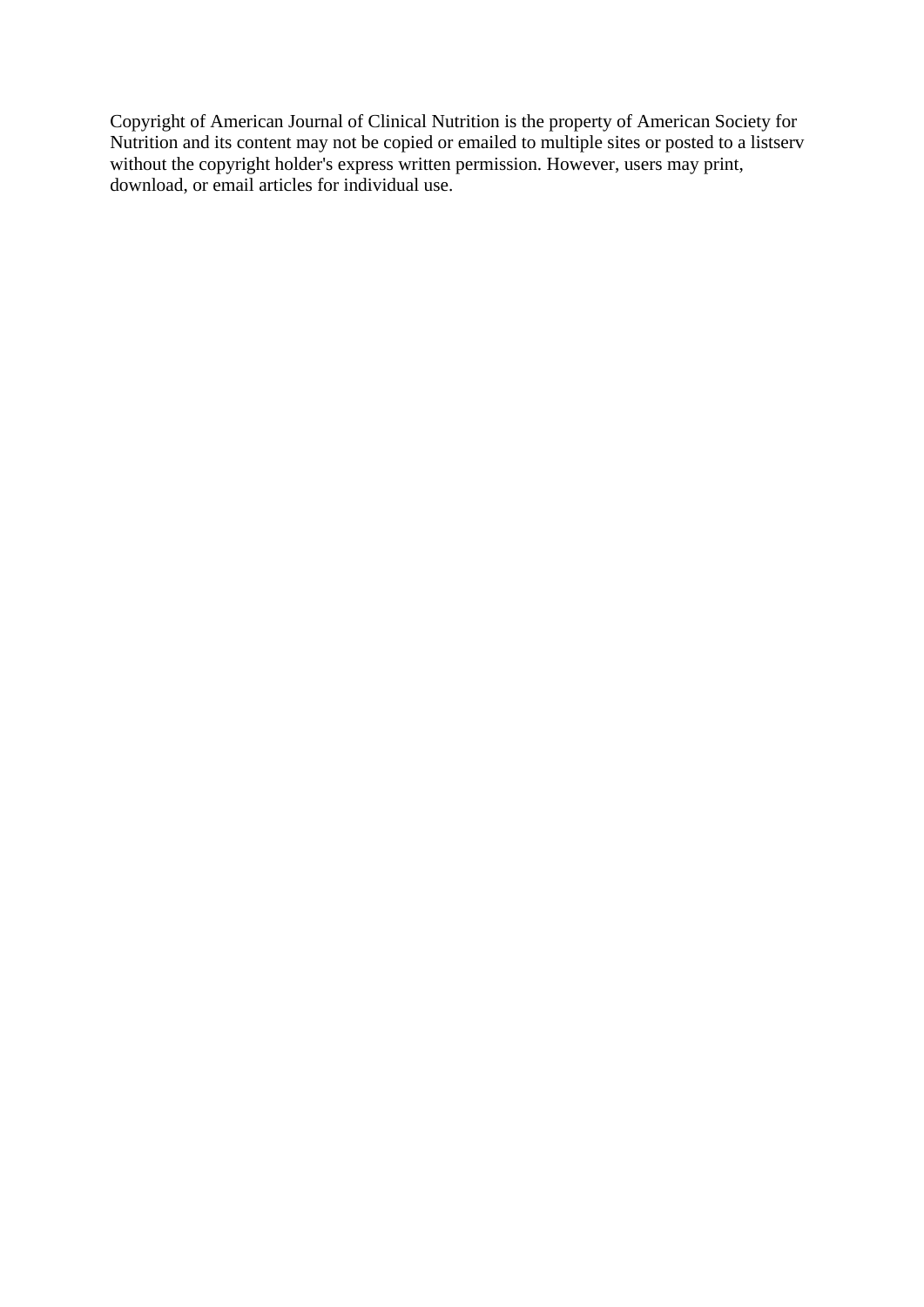Copyright of American Journal of Clinical Nutrition is the property of American Society for Nutrition and its content may not be copied or emailed to multiple sites or posted to a listserv without the copyright holder's express written permission. However, users may print, download, or email articles for individual use.